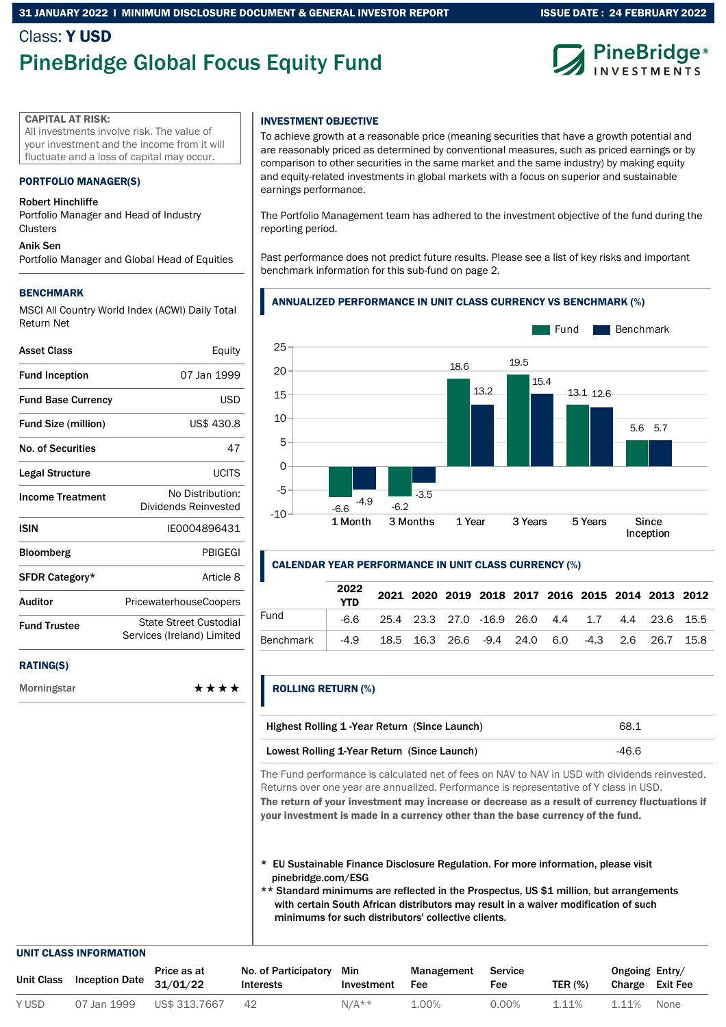31 JANUARY 2022 | MINIMUM DISCLOSURE DOCUMENT & GENERAL INVESTOR REPORT — ISSUE DATE : 24 FEBRUARY 2022

Class: **Y USD**

# PineBridge Global Focus Equity Fund

PineBridge® INVESTMENTS

**CAPITAL AT RISK:**
All investments involve risk. The value of your investment and the income from it will fluctuate and a loss of capital may occur.

## PORTFOLIO MANAGER(S)

**Robert Hinchliffe**
Portfolio Manager and Head of Industry Clusters

**Anik Sen**
Portfolio Manager and Global Head of Equities

## BENCHMARK

MSCI All Country World Index (ACWI) Daily Total Return Net

| | |
|---|---|
| **Asset Class** | Equity |
| **Fund Inception** | 07 Jan 1999 |
| **Fund Base Currency** | USD |
| **Fund Size (million)** | US$ 430.8 |
| **No. of Securities** | 47 |
| **Legal Structure** | UCITS |
| **Income Treatment** | No Distribution: Dividends Reinvested |
| **ISIN** | IE0004896431 |
| **Bloomberg** | PBIGEGI |
| **SFDR Category*** | Article 8 |
| **Auditor** | PricewaterhouseCoopers |
| **Fund Trustee** | State Street Custodial Services (Ireland) Limited |

## RATING(S)

Morningstar ★★★★

## INVESTMENT OBJECTIVE

To achieve growth at a reasonable price (meaning securities that have a growth potential and are reasonably priced as determined by conventional measures, such as priced earnings or by comparison to other securities in the same market and the same industry) by making equity and equity-related investments in global markets with a focus on superior and sustainable earnings performance.

The Portfolio Management team has adhered to the investment objective of the fund during the reporting period.

Past performance does not predict future results. Please see a list of key risks and important benchmark information for this sub-fund on page 2.

## ANNUALIZED PERFORMANCE IN UNIT CLASS CURRENCY VS BENCHMARK (%)

| | 1 Month | 3 Months | 1 Year | 3 Years | 5 Years | Since Inception |
|---|---|---|---|---|---|---|
| Fund | -6.6 | -6.2 | 18.6 | 19.5 | 13.1 | 5.6 |
| Benchmark | -4.9 | -3.5 | 13.2 | 15.4 | 12.6 | 5.7 |

## CALENDAR YEAR PERFORMANCE IN UNIT CLASS CURRENCY (%)

| | 2022 YTD | 2021 | 2020 | 2019 | 2018 | 2017 | 2016 | 2015 | 2014 | 2013 | 2012 |
|---|---|---|---|---|---|---|---|---|---|---|---|
| Fund | -6.6 | 25.4 | 23.3 | 27.0 | -16.9 | 26.0 | 4.4 | 1.7 | 4.4 | 23.6 | 15.5 |
| Benchmark | -4.9 | 18.5 | 16.3 | 26.6 | -9.4 | 24.0 | 6.0 | -4.3 | 2.6 | 26.7 | 15.8 |

## ROLLING RETURN (%)

| | |
|---|---|
| **Highest Rolling 1 -Year Return** (Since Launch) | 68.1 |
| **Lowest Rolling 1-Year Return** (Since Launch) | -46.6 |

The Fund performance is calculated net of fees on NAV to NAV in USD with dividends reinvested. Returns over one year are annualized. Performance is representative of Y class in USD.
**The return of your investment may increase or decrease as a result of currency fluctuations if your investment is made in a currency other than the base currency of the fund.**

\* EU Sustainable Finance Disclosure Regulation. For more information, please visit pinebridge.com/ESG

\*\* Standard minimums are reflected in the Prospectus, US $1 million, but arrangements with certain South African distributors may result in a waiver modification of such minimums for such distributors' collective clients.

## UNIT CLASS INFORMATION

| Unit Class | Inception Date | Price as at 31/01/22 | No. of Participatory Interests | Min Investment | Management Fee | Service Fee | TER (%) | Ongoing Charge | Entry/ Exit Fee |
|---|---|---|---|---|---|---|---|---|---|
| Y USD | 07 Jan 1999 | US$ 313.7667 | 42 | N/A** | 1.00% | 0.00% | 1.11% | 1.11% | None |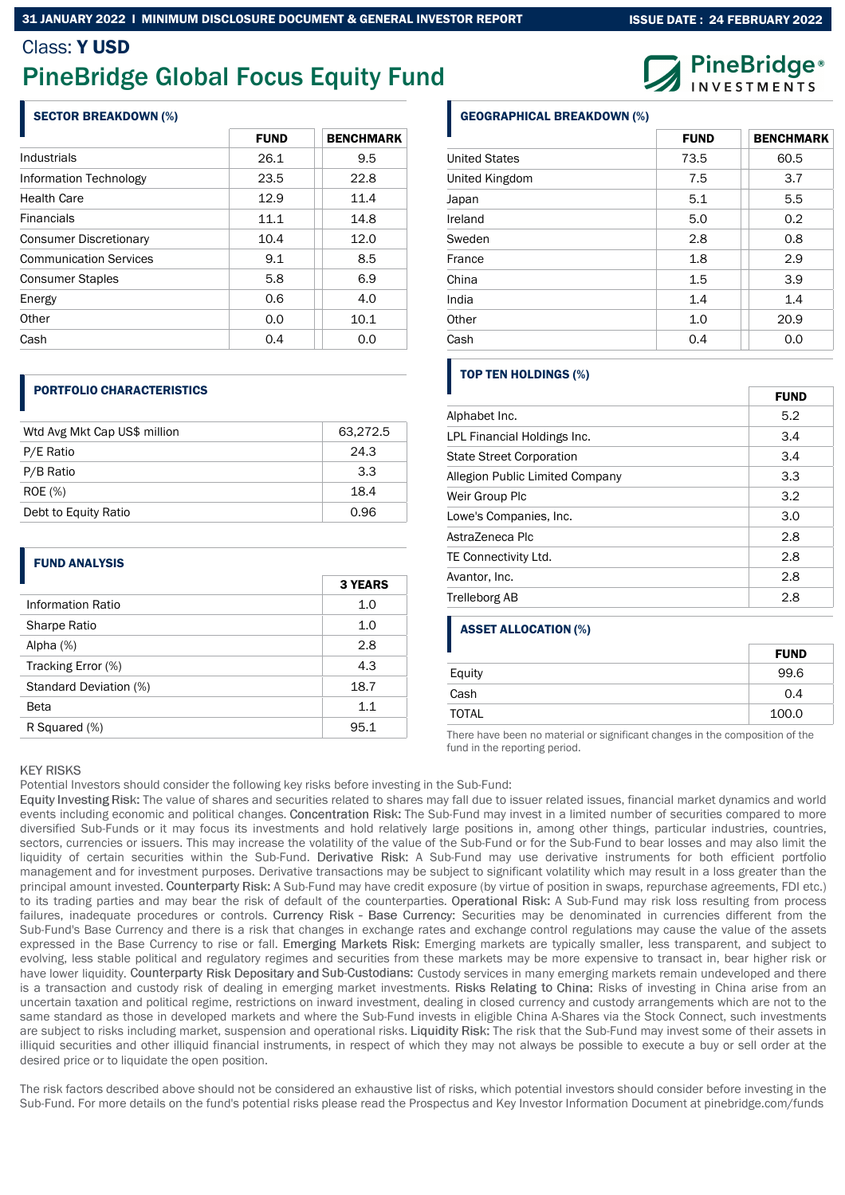31 JANUARY 2022 | MINIMUM DISCLOSURE DOCUMENT & GENERAL INVESTOR REPORT — ISSUE DATE : 24 FEBRUARY 2022

Class: **Y USD**

# PineBridge Global Focus Equity Fund

PineBridge® INVESTMENTS

### SECTOR BREAKDOWN (%)

| | FUND | BENCHMARK |
|---|---|---|
| Industrials | 26.1 | 9.5 |
| Information Technology | 23.5 | 22.8 |
| Health Care | 12.9 | 11.4 |
| Financials | 11.1 | 14.8 |
| Consumer Discretionary | 10.4 | 12.0 |
| Communication Services | 9.1 | 8.5 |
| Consumer Staples | 5.8 | 6.9 |
| Energy | 0.6 | 4.0 |
| Other | 0.0 | 10.1 |
| Cash | 0.4 | 0.0 |

### PORTFOLIO CHARACTERISTICS

| | |
|---|---|
| Wtd Avg Mkt Cap US$ million | 63,272.5 |
| P/E Ratio | 24.3 |
| P/B Ratio | 3.3 |
| ROE (%) | 18.4 |
| Debt to Equity Ratio | 0.96 |

### FUND ANALYSIS

| | 3 YEARS |
|---|---|
| Information Ratio | 1.0 |
| Sharpe Ratio | 1.0 |
| Alpha (%) | 2.8 |
| Tracking Error (%) | 4.3 |
| Standard Deviation (%) | 18.7 |
| Beta | 1.1 |
| R Squared (%) | 95.1 |

### GEOGRAPHICAL BREAKDOWN (%)

| | FUND | BENCHMARK |
|---|---|---|
| United States | 73.5 | 60.5 |
| United Kingdom | 7.5 | 3.7 |
| Japan | 5.1 | 5.5 |
| Ireland | 5.0 | 0.2 |
| Sweden | 2.8 | 0.8 |
| France | 1.8 | 2.9 |
| China | 1.5 | 3.9 |
| India | 1.4 | 1.4 |
| Other | 1.0 | 20.9 |
| Cash | 0.4 | 0.0 |

### TOP TEN HOLDINGS (%)

| | FUND |
|---|---|
| Alphabet Inc. | 5.2 |
| LPL Financial Holdings Inc. | 3.4 |
| State Street Corporation | 3.4 |
| Allegion Public Limited Company | 3.3 |
| Weir Group Plc | 3.2 |
| Lowe's Companies, Inc. | 3.0 |
| AstraZeneca Plc | 2.8 |
| TE Connectivity Ltd. | 2.8 |
| Avantor, Inc. | 2.8 |
| Trelleborg AB | 2.8 |

### ASSET ALLOCATION (%)

| | FUND |
|---|---|
| Equity | 99.6 |
| Cash | 0.4 |
| TOTAL | 100.0 |

There have been no material or significant changes in the composition of the fund in the reporting period.

KEY RISKS

Potential Investors should consider the following key risks before investing in the Sub-Fund:

Equity Investing Risk: The value of shares and securities related to shares may fall due to issuer related issues, financial market dynamics and world events including economic and political changes. Concentration Risk: The Sub-Fund may invest in a limited number of securities compared to more diversified Sub-Funds or it may focus its investments and hold relatively large positions in, among other things, particular industries, countries, sectors, currencies or issuers. This may increase the volatility of the value of the Sub-Fund or for the Sub-Fund to bear losses and may also limit the liquidity of certain securities within the Sub-Fund. Derivative Risk: A Sub-Fund may use derivative instruments for both efficient portfolio management and for investment purposes. Derivative transactions may be subject to significant volatility which may result in a loss greater than the principal amount invested. Counterparty Risk: A Sub-Fund may have credit exposure (by virtue of position in swaps, repurchase agreements, FDI etc.) to its trading parties and may bear the risk of default of the counterparties. Operational Risk: A Sub-Fund may risk loss resulting from process failures, inadequate procedures or controls. Currency Risk - Base Currency: Securities may be denominated in currencies different from the Sub-Fund's Base Currency and there is a risk that changes in exchange rates and exchange control regulations may cause the value of the assets expressed in the Base Currency to rise or fall. Emerging Markets Risk: Emerging markets are typically smaller, less transparent, and subject to evolving, less stable political and regulatory regimes and securities from these markets may be more expensive to transact in, bear higher risk or have lower liquidity. Counterparty Risk Depositary and Sub-Custodians: Custody services in many emerging markets remain undeveloped and there is a transaction and custody risk of dealing in emerging market investments. Risks Relating to China: Risks of investing in China arise from an uncertain taxation and political regime, restrictions on inward investment, dealing in closed currency and custody arrangements which are not to the same standard as those in developed markets and where the Sub-Fund invests in eligible China A-Shares via the Stock Connect, such investments are subject to risks including market, suspension and operational risks. Liquidity Risk: The risk that the Sub-Fund may invest some of their assets in illiquid securities and other illiquid financial instruments, in respect of which they may not always be possible to execute a buy or sell order at the desired price or to liquidate the open position.

The risk factors described above should not be considered an exhaustive list of risks, which potential investors should consider before investing in the Sub-Fund. For more details on the fund's potential risks please read the Prospectus and Key Investor Information Document at pinebridge.com/funds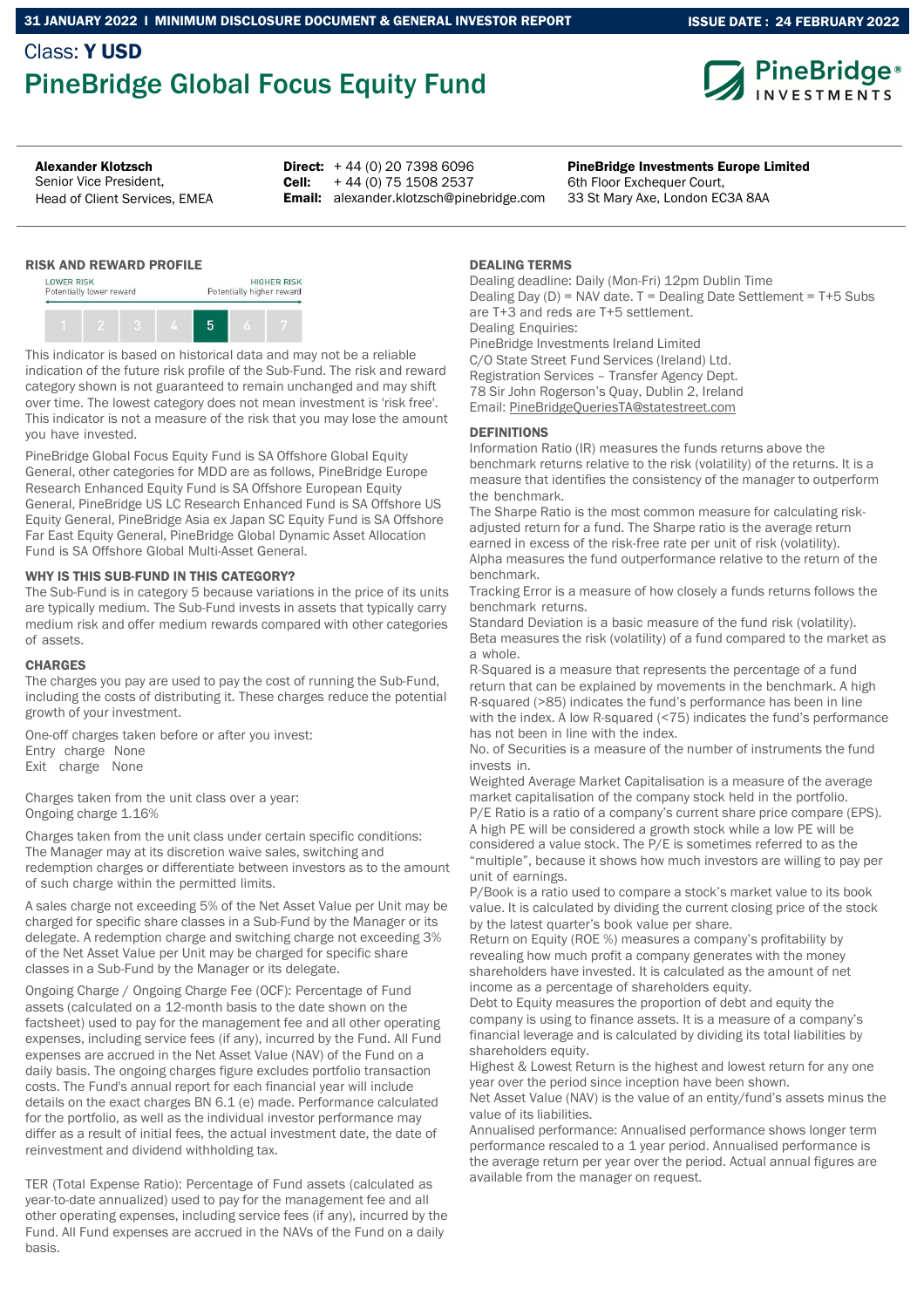31 JANUARY 2022 I MINIMUM DISCLOSURE DOCUMENT & GENERAL INVESTOR REPORT | ISSUE DATE : 24 FEBRUARY 2022

Class: **Y USD**

# PineBridge Global Focus Equity Fund

**Alexander Klotzsch**
Senior Vice President,
Head of Client Services, EMEA

**Direct:** + 44 (0) 20 7398 6096
**Cell:** + 44 (0) 75 1508 2537
**Email:** alexander.klotzsch@pinebridge.com

**PineBridge Investments Europe Limited**
6th Floor Exchequer Court,
33 St Mary Axe, London EC3A 8AA

## RISK AND REWARD PROFILE

LOWER RISK — Potentially lower reward | HIGHER RISK — Potentially higher reward

| 1 | 2 | 3 | 4 | **5** | 6 | 7 |
|---|---|---|---|---|---|---|

This indicator is based on historical data and may not be a reliable indication of the future risk profile of the Sub-Fund. The risk and reward category shown is not guaranteed to remain unchanged and may shift over time. The lowest category does not mean investment is 'risk free'. This indicator is not a measure of the risk that you may lose the amount you have invested.

PineBridge Global Focus Equity Fund is SA Offshore Global Equity General, other categories for MDD are as follows, PineBridge Europe Research Enhanced Equity Fund is SA Offshore European Equity General, PineBridge US LC Research Enhanced Fund is SA Offshore US Equity General, PineBridge Asia ex Japan SC Equity Fund is SA Offshore Far East Equity General, PineBridge Global Dynamic Asset Allocation Fund is SA Offshore Global Multi-Asset General.

### WHY IS THIS SUB-FUND IN THIS CATEGORY?

The Sub-Fund is in category 5 because variations in the price of its units are typically medium. The Sub-Fund invests in assets that typically carry medium risk and offer medium rewards compared with other categories of assets.

### CHARGES

The charges you pay are used to pay the cost of running the Sub-Fund, including the costs of distributing it. These charges reduce the potential growth of your investment.

One-off charges taken before or after you invest:
Entry charge None
Exit charge None

Charges taken from the unit class over a year:
Ongoing charge 1.16%

Charges taken from the unit class under certain specific conditions: The Manager may at its discretion waive sales, switching and redemption charges or differentiate between investors as to the amount of such charge within the permitted limits.

A sales charge not exceeding 5% of the Net Asset Value per Unit may be charged for specific share classes in a Sub-Fund by the Manager or its delegate. A redemption charge and switching charge not exceeding 3% of the Net Asset Value per Unit may be charged for specific share classes in a Sub-Fund by the Manager or its delegate.

Ongoing Charge / Ongoing Charge Fee (OCF): Percentage of Fund assets (calculated on a 12-month basis to the date shown on the factsheet) used to pay for the management fee and all other operating expenses, including service fees (if any), incurred by the Fund. All Fund expenses are accrued in the Net Asset Value (NAV) of the Fund on a daily basis. The ongoing charges figure excludes portfolio transaction costs. The Fund's annual report for each financial year will include details on the exact charges BN 6.1 (e) made. Performance calculated for the portfolio, as well as the individual investor performance may differ as a result of initial fees, the actual investment date, the date of reinvestment and dividend withholding tax.

TER (Total Expense Ratio): Percentage of Fund assets (calculated as year-to-date annualized) used to pay for the management fee and all other operating expenses, including service fees (if any), incurred by the Fund. All Fund expenses are accrued in the NAVs of the Fund on a daily basis.

### DEALING TERMS

Dealing deadline: Daily (Mon-Fri) 12pm Dublin Time
Dealing Day (D) = NAV date. T = Dealing Date Settlement = T+5 Subs are T+3 and reds are T+5 settlement.
Dealing Enquiries:
PineBridge Investments Ireland Limited
C/O State Street Fund Services (Ireland) Ltd.
Registration Services – Transfer Agency Dept.
78 Sir John Rogerson's Quay, Dublin 2, Ireland
Email: PineBridgeQueriesTA@statestreet.com

### DEFINITIONS

Information Ratio (IR) measures the funds returns above the benchmark returns relative to the risk (volatility) of the returns. It is a measure that identifies the consistency of the manager to outperform the benchmark.
The Sharpe Ratio is the most common measure for calculating risk-adjusted return for a fund. The Sharpe ratio is the average return earned in excess of the risk-free rate per unit of risk (volatility).
Alpha measures the fund outperformance relative to the return of the benchmark.
Tracking Error is a measure of how closely a funds returns follows the benchmark returns.
Standard Deviation is a basic measure of the fund risk (volatility).
Beta measures the risk (volatility) of a fund compared to the market as a whole.
R-Squared is a measure that represents the percentage of a fund return that can be explained by movements in the benchmark. A high R-squared (>85) indicates the fund's performance has been in line with the index. A low R-squared (<75) indicates the fund's performance has not been in line with the index.
No. of Securities is a measure of the number of instruments the fund invests in.
Weighted Average Market Capitalisation is a measure of the average market capitalisation of the company stock held in the portfolio.
P/E Ratio is a ratio of a company's current share price compare (EPS). A high PE will be considered a growth stock while a low PE will be considered a value stock. The P/E is sometimes referred to as the "multiple", because it shows how much investors are willing to pay per unit of earnings.
P/Book is a ratio used to compare a stock's market value to its book value. It is calculated by dividing the current closing price of the stock by the latest quarter's book value per share.
Return on Equity (ROE %) measures a company's profitability by revealing how much profit a company generates with the money shareholders have invested. It is calculated as the amount of net income as a percentage of shareholders equity.
Debt to Equity measures the proportion of debt and equity the company is using to finance assets. It is a measure of a company's financial leverage and is calculated by dividing its total liabilities by shareholders equity.
Highest & Lowest Return is the highest and lowest return for any one year over the period since inception have been shown.
Net Asset Value (NAV) is the value of an entity/fund's assets minus the value of its liabilities.
Annualised performance: Annualised performance shows longer term performance rescaled to a 1 year period. Annualised performance is the average return per year over the period. Actual annual figures are available from the manager on request.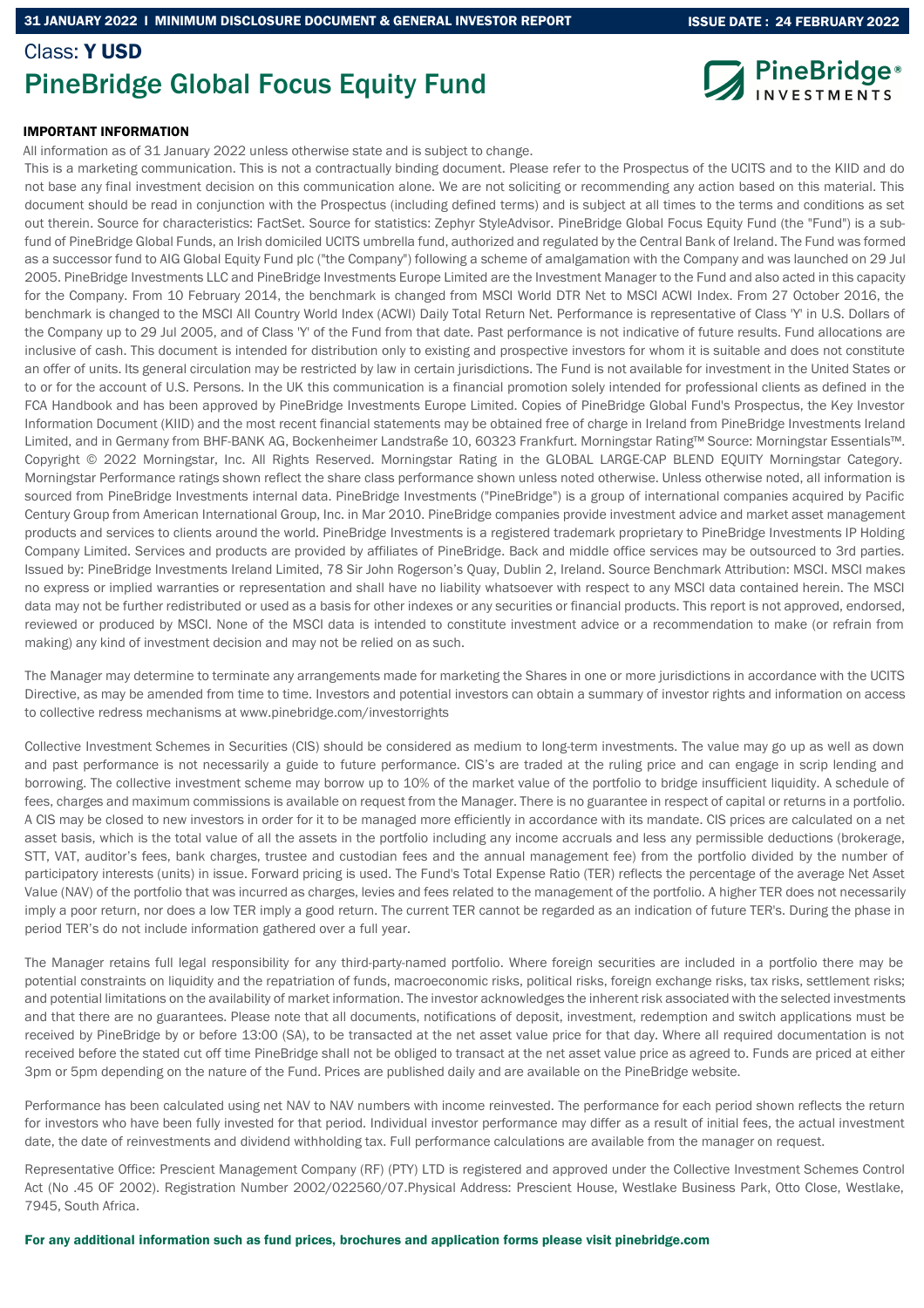Class: **Y USD**

# PineBridge Global Focus Equity Fund

**IMPORTANT INFORMATION**

All information as of 31 January 2022 unless otherwise state and is subject to change.

This is a marketing communication. This is not a contractually binding document. Please refer to the Prospectus of the UCITS and to the KIID and do not base any final investment decision on this communication alone. We are not soliciting or recommending any action based on this material. This document should be read in conjunction with the Prospectus (including defined terms) and is subject at all times to the terms and conditions as set out therein. Source for characteristics: FactSet. Source for statistics: Zephyr StyleAdvisor. PineBridge Global Focus Equity Fund (the "Fund") is a sub-fund of PineBridge Global Funds, an Irish domiciled UCITS umbrella fund, authorized and regulated by the Central Bank of Ireland. The Fund was formed as a successor fund to AIG Global Equity Fund plc ("the Company") following a scheme of amalgamation with the Company and was launched on 29 Jul 2005. PineBridge Investments LLC and PineBridge Investments Europe Limited are the Investment Manager to the Fund and also acted in this capacity for the Company. From 10 February 2014, the benchmark is changed from MSCI World DTR Net to MSCI ACWI Index. From 27 October 2016, the benchmark is changed to the MSCI All Country World Index (ACWI) Daily Total Return Net. Performance is representative of Class 'Y' in U.S. Dollars of the Company up to 29 Jul 2005, and of Class 'Y' of the Fund from that date. Past performance is not indicative of future results. Fund allocations are inclusive of cash. This document is intended for distribution only to existing and prospective investors for whom it is suitable and does not constitute an offer of units. Its general circulation may be restricted by law in certain jurisdictions. The Fund is not available for investment in the United States or to or for the account of U.S. Persons. In the UK this communication is a financial promotion solely intended for professional clients as defined in the FCA Handbook and has been approved by PineBridge Investments Europe Limited. Copies of PineBridge Global Fund's Prospectus, the Key Investor Information Document (KIID) and the most recent financial statements may be obtained free of charge in Ireland from PineBridge Investments Ireland Limited, and in Germany from BHF-BANK AG, Bockenheimer Landstraße 10, 60323 Frankfurt. Morningstar Rating™ Source: Morningstar Essentials™. Copyright © 2022 Morningstar, Inc. All Rights Reserved. Morningstar Rating in the GLOBAL LARGE-CAP BLEND EQUITY Morningstar Category. Morningstar Performance ratings shown reflect the share class performance shown unless noted otherwise. Unless otherwise noted, all information is sourced from PineBridge Investments internal data. PineBridge Investments ("PineBridge") is a group of international companies acquired by Pacific Century Group from American International Group, Inc. in Mar 2010. PineBridge companies provide investment advice and market asset management products and services to clients around the world. PineBridge Investments is a registered trademark proprietary to PineBridge Investments IP Holding Company Limited. Services and products are provided by affiliates of PineBridge. Back and middle office services may be outsourced to 3rd parties. Issued by: PineBridge Investments Ireland Limited, 78 Sir John Rogerson's Quay, Dublin 2, Ireland. Source Benchmark Attribution: MSCI. MSCI makes no express or implied warranties or representation and shall have no liability whatsoever with respect to any MSCI data contained herein. The MSCI data may not be further redistributed or used as a basis for other indexes or any securities or financial products. This report is not approved, endorsed, reviewed or produced by MSCI. None of the MSCI data is intended to constitute investment advice or a recommendation to make (or refrain from making) any kind of investment decision and may not be relied on as such.

The Manager may determine to terminate any arrangements made for marketing the Shares in one or more jurisdictions in accordance with the UCITS Directive, as may be amended from time to time. Investors and potential investors can obtain a summary of investor rights and information on access to collective redress mechanisms at www.pinebridge.com/investorrights

Collective Investment Schemes in Securities (CIS) should be considered as medium to long-term investments. The value may go up as well as down and past performance is not necessarily a guide to future performance. CIS's are traded at the ruling price and can engage in scrip lending and borrowing. The collective investment scheme may borrow up to 10% of the market value of the portfolio to bridge insufficient liquidity. A schedule of fees, charges and maximum commissions is available on request from the Manager. There is no guarantee in respect of capital or returns in a portfolio. A CIS may be closed to new investors in order for it to be managed more efficiently in accordance with its mandate. CIS prices are calculated on a net asset basis, which is the total value of all the assets in the portfolio including any income accruals and less any permissible deductions (brokerage, STT, VAT, auditor's fees, bank charges, trustee and custodian fees and the annual management fee) from the portfolio divided by the number of participatory interests (units) in issue. Forward pricing is used. The Fund's Total Expense Ratio (TER) reflects the percentage of the average Net Asset Value (NAV) of the portfolio that was incurred as charges, levies and fees related to the management of the portfolio. A higher TER does not necessarily imply a poor return, nor does a low TER imply a good return. The current TER cannot be regarded as an indication of future TER's. During the phase in period TER's do not include information gathered over a full year.

The Manager retains full legal responsibility for any third-party-named portfolio. Where foreign securities are included in a portfolio there may be potential constraints on liquidity and the repatriation of funds, macroeconomic risks, political risks, foreign exchange risks, tax risks, settlement risks; and potential limitations on the availability of market information. The investor acknowledges the inherent risk associated with the selected investments and that there are no guarantees. Please note that all documents, notifications of deposit, investment, redemption and switch applications must be received by PineBridge by or before 13:00 (SA), to be transacted at the net asset value price for that day. Where all required documentation is not received before the stated cut off time PineBridge shall not be obliged to transact at the net asset value price as agreed to. Funds are priced at either 3pm or 5pm depending on the nature of the Fund. Prices are published daily and are available on the PineBridge website.

Performance has been calculated using net NAV to NAV numbers with income reinvested. The performance for each period shown reflects the return for investors who have been fully invested for that period. Individual investor performance may differ as a result of initial fees, the actual investment date, the date of reinvestments and dividend withholding tax. Full performance calculations are available from the manager on request.

Representative Office: Prescient Management Company (RF) (PTY) LTD is registered and approved under the Collective Investment Schemes Control Act (No .45 OF 2002). Registration Number 2002/022560/07.Physical Address: Prescient House, Westlake Business Park, Otto Close, Westlake, 7945, South Africa.

**For any additional information such as fund prices, brochures and application forms please visit pinebridge.com**